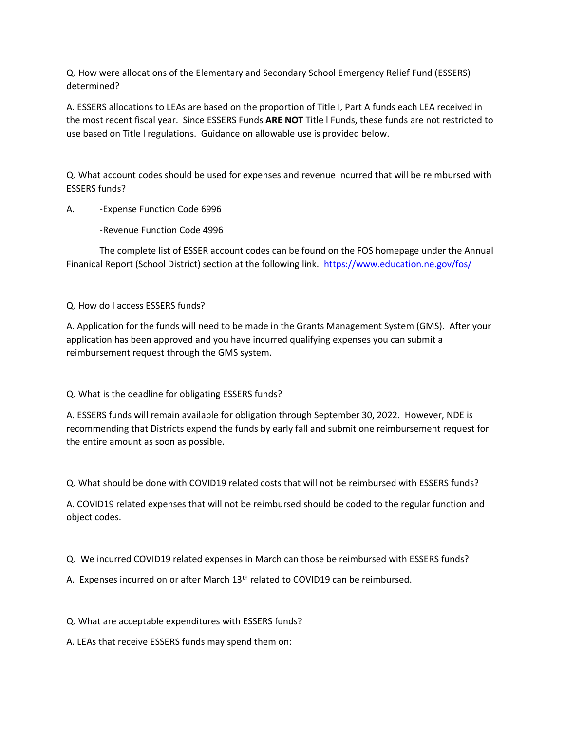Q. How were allocations of the Elementary and Secondary School Emergency Relief Fund (ESSERS) determined?

A. ESSERS allocations to LEAs are based on the proportion of Title I, Part A funds each LEA received in the most recent fiscal year. Since ESSERS Funds **ARE NOT** Title l Funds, these funds are not restricted to use based on Title l regulations. Guidance on allowable use is provided below.

Q. What account codes should be used for expenses and revenue incurred that will be reimbursed with ESSERS funds?

A. -Expense Function Code 6996

-Revenue Function Code 4996

The complete list of ESSER account codes can be found on the FOS homepage under the Annual Finanical Report (School District) section at the following link. https://www.education.ne.gov/fos/

Q. How do I access ESSERS funds?

A. Application for the funds will need to be made in the Grants Management System (GMS). After your application has been approved and you have incurred qualifying expenses you can submit a reimbursement request through the GMS system.

Q. What is the deadline for obligating ESSERS funds?

A. ESSERS funds will remain available for obligation through September 30, 2022. However, NDE is recommending that Districts expend the funds by early fall and submit one reimbursement request for the entire amount as soon as possible.

Q. What should be done with COVID19 related costs that will not be reimbursed with ESSERS funds?

A. COVID19 related expenses that will not be reimbursed should be coded to the regular function and object codes.

Q. We incurred COVID19 related expenses in March can those be reimbursed with ESSERS funds?

A. Expenses incurred on or after March 13th related to COVID19 can be reimbursed.

Q. What are acceptable expenditures with ESSERS funds?

A. LEAs that receive ESSERS funds may spend them on: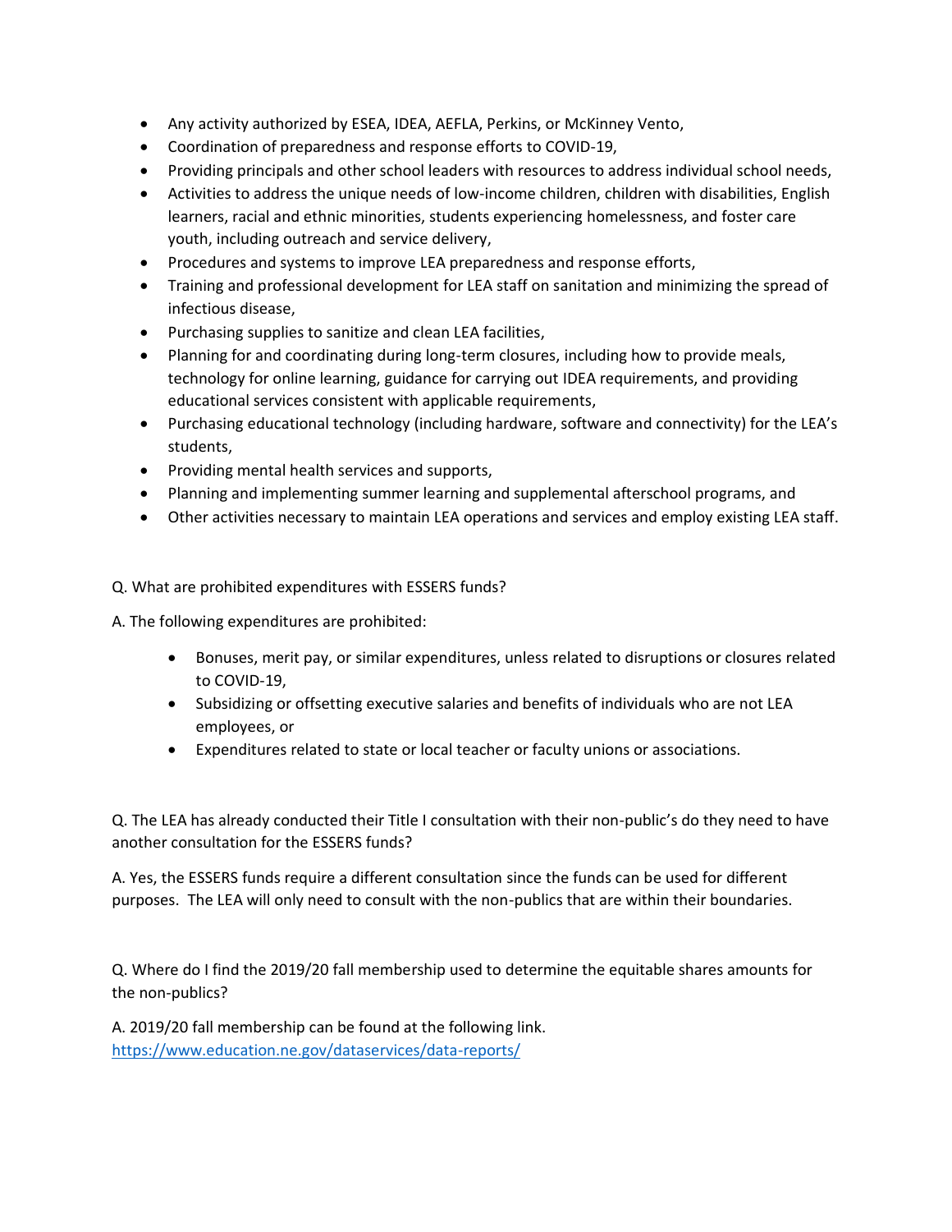- Any activity authorized by ESEA, IDEA, AEFLA, Perkins, or McKinney Vento,
- Coordination of preparedness and response efforts to COVID-19,
- Providing principals and other school leaders with resources to address individual school needs,
- Activities to address the unique needs of low-income children, children with disabilities, English learners, racial and ethnic minorities, students experiencing homelessness, and foster care youth, including outreach and service delivery,
- Procedures and systems to improve LEA preparedness and response efforts,
- Training and professional development for LEA staff on sanitation and minimizing the spread of infectious disease,
- Purchasing supplies to sanitize and clean LEA facilities,
- Planning for and coordinating during long-term closures, including how to provide meals, technology for online learning, guidance for carrying out IDEA requirements, and providing educational services consistent with applicable requirements,
- Purchasing educational technology (including hardware, software and connectivity) for the LEA's students,
- Providing mental health services and supports,
- Planning and implementing summer learning and supplemental afterschool programs, and
- Other activities necessary to maintain LEA operations and services and employ existing LEA staff.

Q. What are prohibited expenditures with ESSERS funds?

A. The following expenditures are prohibited:

- Bonuses, merit pay, or similar expenditures, unless related to disruptions or closures related to COVID-19,
- Subsidizing or offsetting executive salaries and benefits of individuals who are not LEA employees, or
- Expenditures related to state or local teacher or faculty unions or associations.

Q. The LEA has already conducted their Title I consultation with their non-public's do they need to have another consultation for the ESSERS funds?

A. Yes, the ESSERS funds require a different consultation since the funds can be used for different purposes. The LEA will only need to consult with the non-publics that are within their boundaries.

Q. Where do I find the 2019/20 fall membership used to determine the equitable shares amounts for the non-publics?

A. 2019/20 fall membership can be found at the following link.
https://www.education.ne.gov/dataservices/data-reports/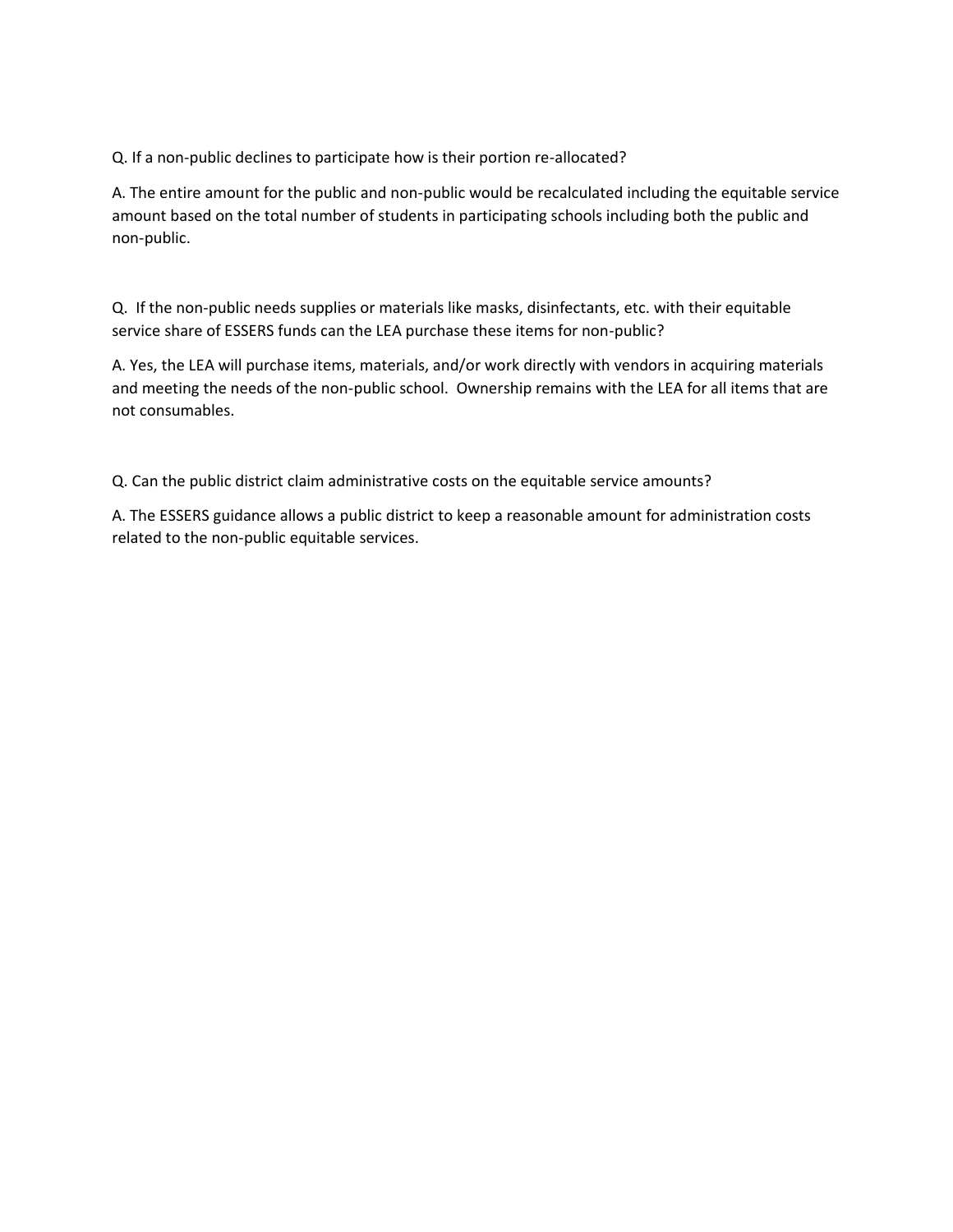Q. If a non-public declines to participate how is their portion re-allocated?

A. The entire amount for the public and non-public would be recalculated including the equitable service amount based on the total number of students in participating schools including both the public and non-public.

Q. If the non-public needs supplies or materials like masks, disinfectants, etc. with their equitable service share of ESSERS funds can the LEA purchase these items for non-public?

A. Yes, the LEA will purchase items, materials, and/or work directly with vendors in acquiring materials and meeting the needs of the non-public school. Ownership remains with the LEA for all items that are not consumables.

Q. Can the public district claim administrative costs on the equitable service amounts?

A. The ESSERS guidance allows a public district to keep a reasonable amount for administration costs related to the non-public equitable services.